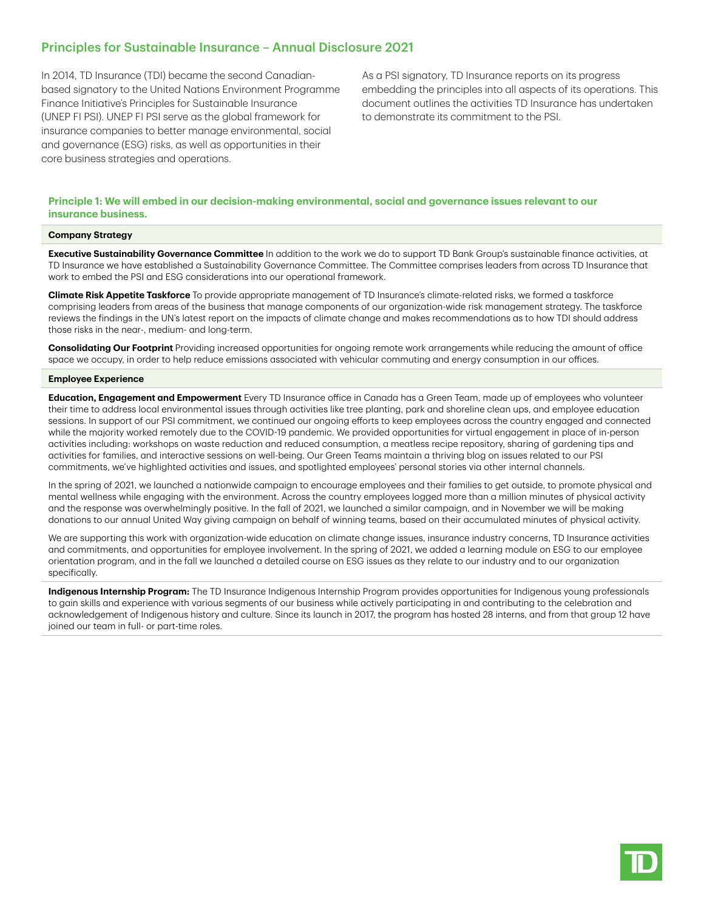# Principles for Sustainable Insurance – Annual Disclosure 2021

In 2014, TD Insurance (TDI) became the second Canadian-based signatory to the United Nations Environment Programme Finance Initiative's Principles for Sustainable Insurance (UNEP FI PSI). UNEP FI PSI serve as the global framework for insurance companies to better manage environmental, social and governance (ESG) risks, as well as opportunities in their core business strategies and operations.

As a PSI signatory, TD Insurance reports on its progress embedding the principles into all aspects of its operations. This document outlines the activities TD Insurance has undertaken to demonstrate its commitment to the PSI.

## Principle 1: We will embed in our decision-making environmental, social and governance issues relevant to our insurance business.

### Company Strategy

**Executive Sustainability Governance Committee** In addition to the work we do to support TD Bank Group's sustainable finance activities, at TD Insurance we have established a Sustainability Governance Committee. The Committee comprises leaders from across TD Insurance that work to embed the PSI and ESG considerations into our operational framework.

**Climate Risk Appetite Taskforce** To provide appropriate management of TD Insurance's climate-related risks, we formed a taskforce comprising leaders from areas of the business that manage components of our organization-wide risk management strategy. The taskforce reviews the findings in the UN's latest report on the impacts of climate change and makes recommendations as to how TDI should address those risks in the near-, medium- and long-term.

**Consolidating Our Footprint** Providing increased opportunities for ongoing remote work arrangements while reducing the amount of office space we occupy, in order to help reduce emissions associated with vehicular commuting and energy consumption in our offices.

### Employee Experience

**Education, Engagement and Empowerment** Every TD Insurance office in Canada has a Green Team, made up of employees who volunteer their time to address local environmental issues through activities like tree planting, park and shoreline clean ups, and employee education sessions. In support of our PSI commitment, we continued our ongoing efforts to keep employees across the country engaged and connected while the majority worked remotely due to the COVID-19 pandemic. We provided opportunities for virtual engagement in place of in-person activities including: workshops on waste reduction and reduced consumption, a meatless recipe repository, sharing of gardening tips and activities for families, and interactive sessions on well-being. Our Green Teams maintain a thriving blog on issues related to our PSI commitments, we've highlighted activities and issues, and spotlighted employees' personal stories via other internal channels.

In the spring of 2021, we launched a nationwide campaign to encourage employees and their families to get outside, to promote physical and mental wellness while engaging with the environment. Across the country employees logged more than a million minutes of physical activity and the response was overwhelmingly positive. In the fall of 2021, we launched a similar campaign, and in November we will be making donations to our annual United Way giving campaign on behalf of winning teams, based on their accumulated minutes of physical activity.

We are supporting this work with organization-wide education on climate change issues, insurance industry concerns, TD Insurance activities and commitments, and opportunities for employee involvement. In the spring of 2021, we added a learning module on ESG to our employee orientation program, and in the fall we launched a detailed course on ESG issues as they relate to our industry and to our organization specifically.

**Indigenous Internship Program:** The TD Insurance Indigenous Internship Program provides opportunities for Indigenous young professionals to gain skills and experience with various segments of our business while actively participating in and contributing to the celebration and acknowledgement of Indigenous history and culture. Since its launch in 2017, the program has hosted 28 interns, and from that group 12 have joined our team in full- or part-time roles.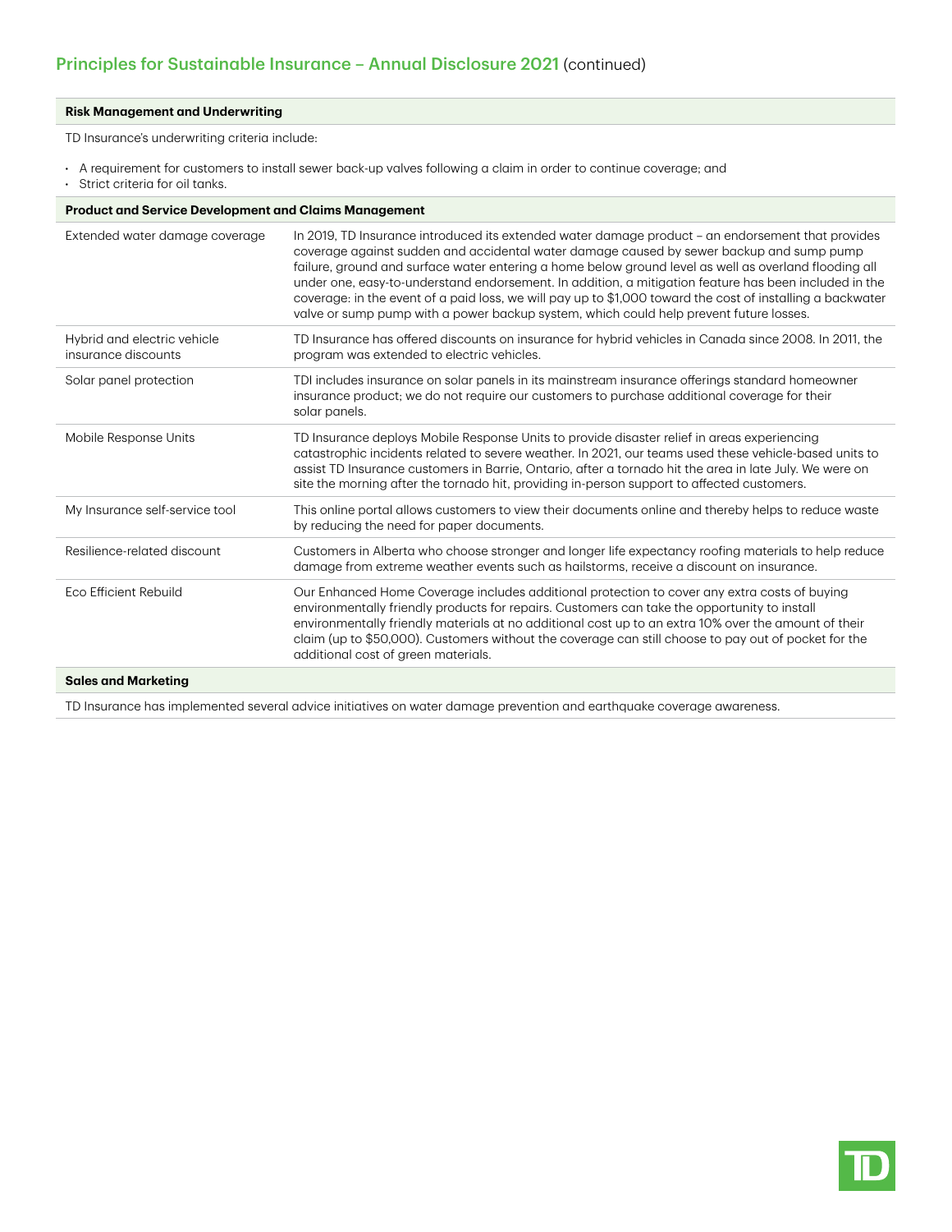## Principles for Sustainable Insurance – Annual Disclosure 2021 (continued)

### Risk Management and Underwriting

TD Insurance's underwriting criteria include:

- A requirement for customers to install sewer back-up valves following a claim in order to continue coverage; and
- Strict criteria for oil tanks.

### Product and Service Development and Claims Management

| | |
|---|---|
| Extended water damage coverage | In 2019, TD Insurance introduced its extended water damage product – an endorsement that provides coverage against sudden and accidental water damage caused by sewer backup and sump pump failure, ground and surface water entering a home below ground level as well as overland flooding all under one, easy-to-understand endorsement. In addition, a mitigation feature has been included in the coverage: in the event of a paid loss, we will pay up to $1,000 toward the cost of installing a backwater valve or sump pump with a power backup system, which could help prevent future losses. |
| Hybrid and electric vehicle insurance discounts | TD Insurance has offered discounts on insurance for hybrid vehicles in Canada since 2008. In 2011, the program was extended to electric vehicles. |
| Solar panel protection | TDI includes insurance on solar panels in its mainstream insurance offerings standard homeowner insurance product; we do not require our customers to purchase additional coverage for their solar panels. |
| Mobile Response Units | TD Insurance deploys Mobile Response Units to provide disaster relief in areas experiencing catastrophic incidents related to severe weather. In 2021, our teams used these vehicle-based units to assist TD Insurance customers in Barrie, Ontario, after a tornado hit the area in late July. We were on site the morning after the tornado hit, providing in-person support to affected customers. |
| My Insurance self-service tool | This online portal allows customers to view their documents online and thereby helps to reduce waste by reducing the need for paper documents. |
| Resilience-related discount | Customers in Alberta who choose stronger and longer life expectancy roofing materials to help reduce damage from extreme weather events such as hailstorms, receive a discount on insurance. |
| Eco Efficient Rebuild | Our Enhanced Home Coverage includes additional protection to cover any extra costs of buying environmentally friendly products for repairs. Customers can take the opportunity to install environmentally friendly materials at no additional cost up to an extra 10% over the amount of their claim (up to $50,000). Customers without the coverage can still choose to pay out of pocket for the additional cost of green materials. |

### Sales and Marketing

TD Insurance has implemented several advice initiatives on water damage prevention and earthquake coverage awareness.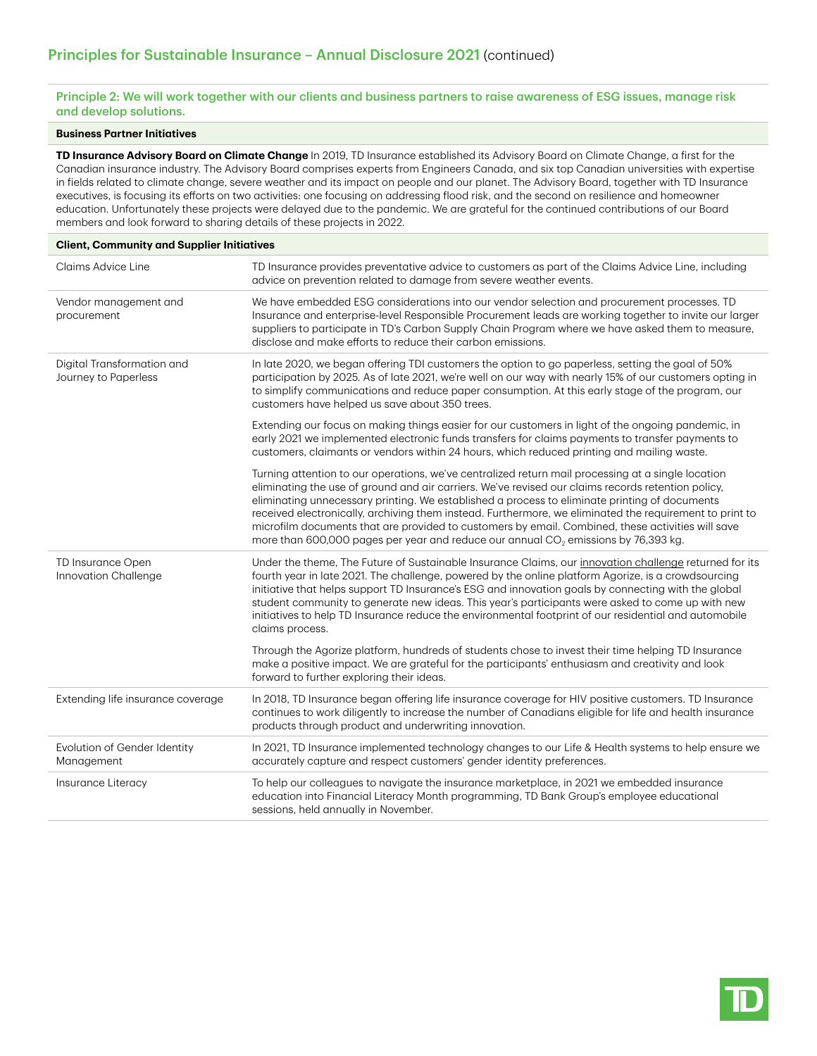## Principles for Sustainable Insurance – Annual Disclosure 2021 (continued)

### Principle 2: We will work together with our clients and business partners to raise awareness of ESG issues, manage risk and develop solutions.

#### Business Partner Initiatives

**TD Insurance Advisory Board on Climate Change** In 2019, TD Insurance established its Advisory Board on Climate Change, a first for the Canadian insurance industry. The Advisory Board comprises experts from Engineers Canada, and six top Canadian universities with expertise in fields related to climate change, severe weather and its impact on people and our planet. The Advisory Board, together with TD Insurance executives, is focusing its efforts on two activities: one focusing on addressing flood risk, and the second on resilience and homeowner education. Unfortunately these projects were delayed due to the pandemic. We are grateful for the continued contributions of our Board members and look forward to sharing details of these projects in 2022.

#### Client, Community and Supplier Initiatives

| | |
|---|---|
| Claims Advice Line | TD Insurance provides preventative advice to customers as part of the Claims Advice Line, including advice on prevention related to damage from severe weather events. |
| Vendor management and procurement | We have embedded ESG considerations into our vendor selection and procurement processes. TD Insurance and enterprise-level Responsible Procurement leads are working together to invite our larger suppliers to participate in TD's Carbon Supply Chain Program where we have asked them to measure, disclose and make efforts to reduce their carbon emissions. |
| Digital Transformation and Journey to Paperless | In late 2020, we began offering TDI customers the option to go paperless, setting the goal of 50% participation by 2025. As of late 2021, we're well on our way with nearly 15% of our customers opting in to simplify communications and reduce paper consumption. At this early stage of the program, our customers have helped us save about 350 trees.<br><br>Extending our focus on making things easier for our customers in light of the ongoing pandemic, in early 2021 we implemented electronic funds transfers for claims payments to transfer payments to customers, claimants or vendors within 24 hours, which reduced printing and mailing waste.<br><br>Turning attention to our operations, we've centralized return mail processing at a single location eliminating the use of ground and air carriers. We've revised our claims records retention policy, eliminating unnecessary printing. We established a process to eliminate printing of documents received electronically, archiving them instead. Furthermore, we eliminated the requirement to print to microfilm documents that are provided to customers by email. Combined, these activities will save more than 600,000 pages per year and reduce our annual $CO_2$ emissions by 76,393 kg. |
| TD Insurance Open Innovation Challenge | Under the theme, The Future of Sustainable Insurance Claims, our innovation challenge returned for its fourth year in late 2021. The challenge, powered by the online platform Agorize, is a crowdsourcing initiative that helps support TD Insurance's ESG and innovation goals by connecting with the global student community to generate new ideas. This year's participants were asked to come up with new initiatives to help TD Insurance reduce the environmental footprint of our residential and automobile claims process.<br><br>Through the Agorize platform, hundreds of students chose to invest their time helping TD Insurance make a positive impact. We are grateful for the participants' enthusiasm and creativity and look forward to further exploring their ideas. |
| Extending life insurance coverage | In 2018, TD Insurance began offering life insurance coverage for HIV positive customers. TD Insurance continues to work diligently to increase the number of Canadians eligible for life and health insurance products through product and underwriting innovation. |
| Evolution of Gender Identity Management | In 2021, TD Insurance implemented technology changes to our Life & Health systems to help ensure we accurately capture and respect customers' gender identity preferences. |
| Insurance Literacy | To help our colleagues to navigate the insurance marketplace, in 2021 we embedded insurance education into Financial Literacy Month programming, TD Bank Group's employee educational sessions, held annually in November. |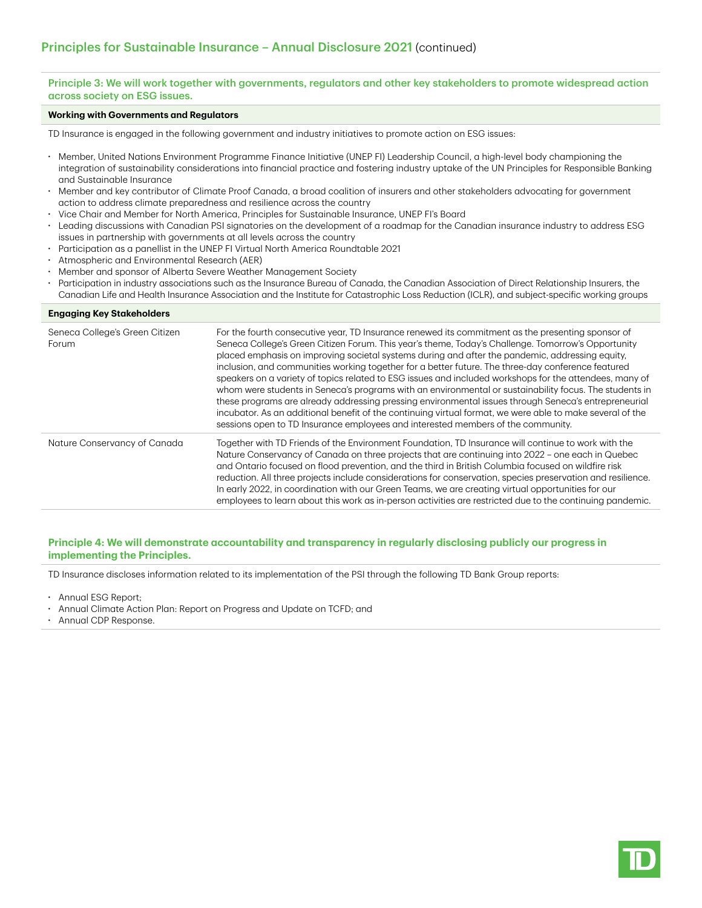## Principles for Sustainable Insurance – Annual Disclosure 2021 (continued)

### Principle 3: We will work together with governments, regulators and other key stakeholders to promote widespread action across society on ESG issues.

**Working with Governments and Regulators**

TD Insurance is engaged in the following government and industry initiatives to promote action on ESG issues:

- Member, United Nations Environment Programme Finance Initiative (UNEP FI) Leadership Council, a high-level body championing the integration of sustainability considerations into financial practice and fostering industry uptake of the UN Principles for Responsible Banking and Sustainable Insurance
- Member and key contributor of Climate Proof Canada, a broad coalition of insurers and other stakeholders advocating for government action to address climate preparedness and resilience across the country
- Vice Chair and Member for North America, Principles for Sustainable Insurance, UNEP FI's Board
- Leading discussions with Canadian PSI signatories on the development of a roadmap for the Canadian insurance industry to address ESG issues in partnership with governments at all levels across the country
- Participation as a panellist in the UNEP FI Virtual North America Roundtable 2021
- Atmospheric and Environmental Research (AER)
- Member and sponsor of Alberta Severe Weather Management Society
- Participation in industry associations such as the Insurance Bureau of Canada, the Canadian Association of Direct Relationship Insurers, the Canadian Life and Health Insurance Association and the Institute for Catastrophic Loss Reduction (ICLR), and subject-specific working groups

**Engaging Key Stakeholders**

| | |
|---|---|
| Seneca College's Green Citizen Forum | For the fourth consecutive year, TD Insurance renewed its commitment as the presenting sponsor of Seneca College's Green Citizen Forum. This year's theme, Today's Challenge. Tomorrow's Opportunity placed emphasis on improving societal systems during and after the pandemic, addressing equity, inclusion, and communities working together for a better future. The three-day conference featured speakers on a variety of topics related to ESG issues and included workshops for the attendees, many of whom were students in Seneca's programs with an environmental or sustainability focus. The students in these programs are already addressing pressing environmental issues through Seneca's entrepreneurial incubator. As an additional benefit of the continuing virtual format, we were able to make several of the sessions open to TD Insurance employees and interested members of the community. |
| Nature Conservancy of Canada | Together with TD Friends of the Environment Foundation, TD Insurance will continue to work with the Nature Conservancy of Canada on three projects that are continuing into 2022 – one each in Quebec and Ontario focused on flood prevention, and the third in British Columbia focused on wildfire risk reduction. All three projects include considerations for conservation, species preservation and resilience. In early 2022, in coordination with our Green Teams, we are creating virtual opportunities for our employees to learn about this work as in-person activities are restricted due to the continuing pandemic. |

### Principle 4: We will demonstrate accountability and transparency in regularly disclosing publicly our progress in implementing the Principles.

TD Insurance discloses information related to its implementation of the PSI through the following TD Bank Group reports:

- Annual ESG Report;
- Annual Climate Action Plan: Report on Progress and Update on TCFD; and
- Annual CDP Response.